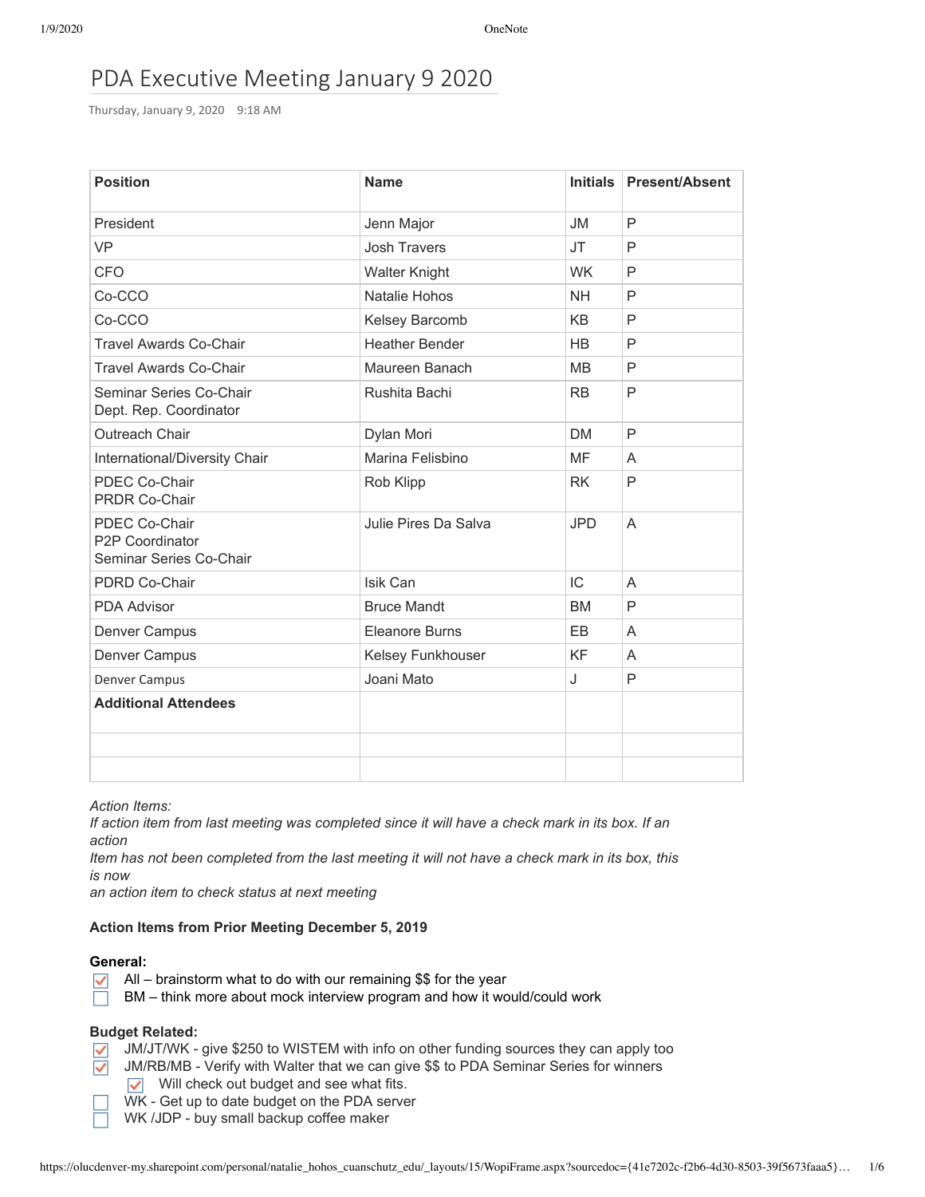# PDA Executive Meeting January 9 2020

Thursday, January 9, 2020 9:18 AM

| Position | Name | Initials | Present/Absent |
|---|---|---|---|
| President | Jenn Major | JM | P |
| VP | Josh Travers | JT | P |
| CFO | Walter Knight | WK | P |
| Co-CCO | Natalie Hohos | NH | P |
| Co-CCO | Kelsey Barcomb | KB | P |
| Travel Awards Co-Chair | Heather Bender | HB | P |
| Travel Awards Co-Chair | Maureen Banach | MB | P |
| Seminar Series Co-Chair<br>Dept. Rep. Coordinator | Rushita Bachi | RB | P |
| Outreach Chair | Dylan Mori | DM | P |
| International/Diversity Chair | Marina Felisbino | MF | A |
| PDEC Co-Chair<br>PRDR Co-Chair | Rob Klipp | RK | P |
| PDEC Co-Chair<br>P2P Coordinator<br>Seminar Series Co-Chair | Julie Pires Da Salva | JPD | A |
| PDRD Co-Chair | Isik Can | IC | A |
| PDA Advisor | Bruce Mandt | BM | P |
| Denver Campus | Eleanore Burns | EB | A |
| Denver Campus | Kelsey Funkhouser | KF | A |
| Denver Campus | Joani Mato | J | P |
| **Additional Attendees** | | | |
| | | | |
| | | | |

*Action Items:*
*If action item from last meeting was completed since it will have a check mark in its box. If an action*
*Item has not been completed from the last meeting it will not have a check mark in its box, this is now*
*an action item to check status at next meeting*

**Action Items from Prior Meeting December 5, 2019**

**General:**

- [x] All – brainstorm what to do with our remaining $$ for the year
- [ ] BM – think more about mock interview program and how it would/could work

**Budget Related:**

- [x] JM/JT/WK - give $250 to WISTEM with info on other funding sources they can apply too
- [x] JM/RB/MB - Verify with Walter that we can give $$ to PDA Seminar Series for winners
    - [x] Will check out budget and see what fits.
- [ ] WK - Get up to date budget on the PDA server
- [ ] WK /JDP - buy small backup coffee maker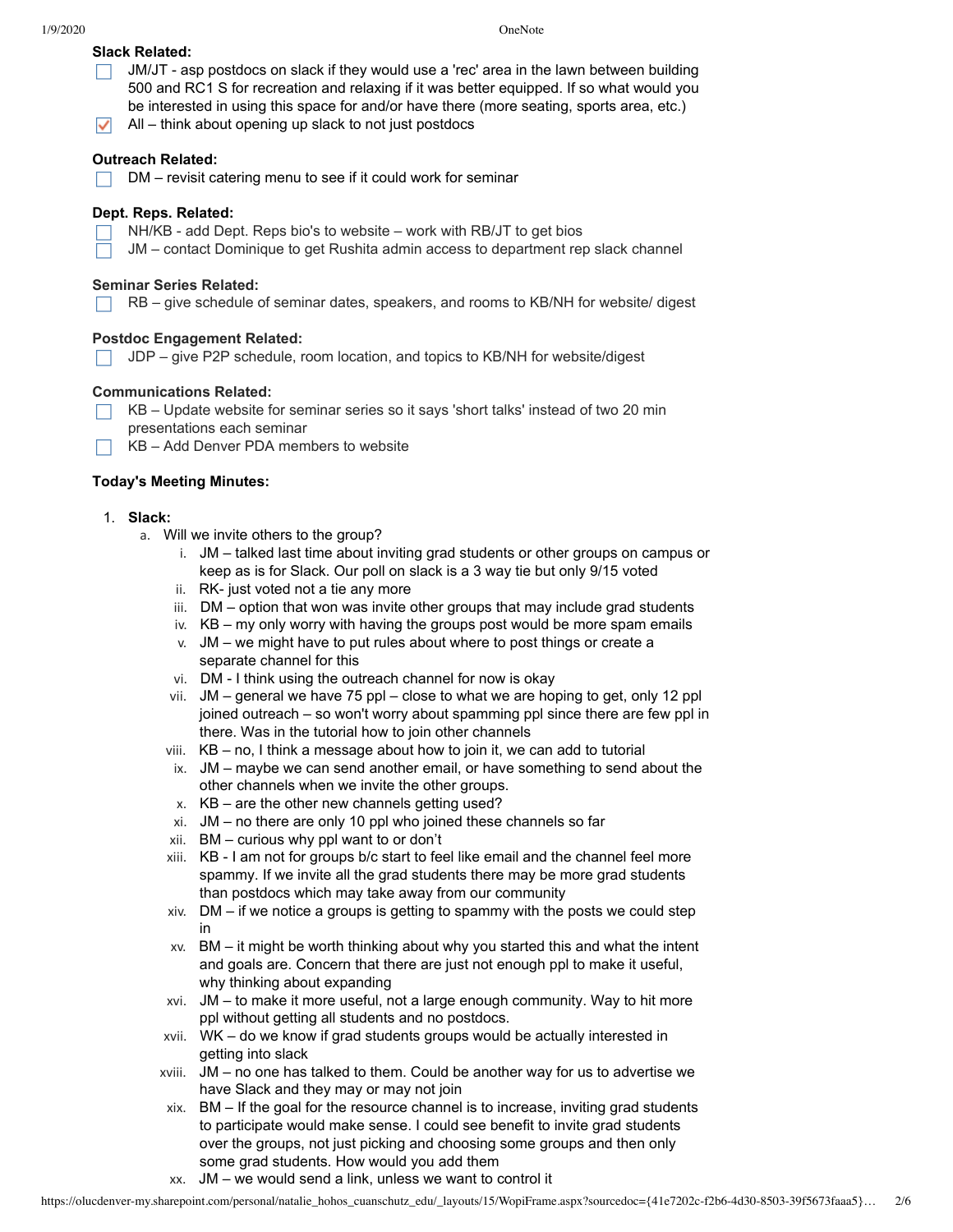**Slack Related:**

- [ ] JM/JT - asp postdocs on slack if they would use a 'rec' area in the lawn between building 500 and RC1 S for recreation and relaxing if it was better equipped. If so what would you be interested in using this space for and/or have there (more seating, sports area, etc.)
- [x] All – think about opening up slack to not just postdocs

**Outreach Related:**

- [ ] DM – revisit catering menu to see if it could work for seminar

**Dept. Reps. Related:**

- [ ] NH/KB - add Dept. Reps bio's to website – work with RB/JT to get bios
- [ ] JM – contact Dominique to get Rushita admin access to department rep slack channel

**Seminar Series Related:**

- [ ] RB – give schedule of seminar dates, speakers, and rooms to KB/NH for website/ digest

**Postdoc Engagement Related:**

- [ ] JDP – give P2P schedule, room location, and topics to KB/NH for website/digest

**Communications Related:**

- [ ] KB – Update website for seminar series so it says 'short talks' instead of two 20 min presentations each seminar
- [ ] KB – Add Denver PDA members to website

**Today's Meeting Minutes:**

1. **Slack:**
   a. Will we invite others to the group?
      i. JM – talked last time about inviting grad students or other groups on campus or keep as is for Slack. Our poll on slack is a 3 way tie but only 9/15 voted
      ii. RK- just voted not a tie any more
      iii. DM – option that won was invite other groups that may include grad students
      iv. KB – my only worry with having the groups post would be more spam emails
      v. JM – we might have to put rules about where to post things or create a separate channel for this
      vi. DM - I think using the outreach channel for now is okay
      vii. JM – general we have 75 ppl – close to what we are hoping to get, only 12 ppl joined outreach – so won't worry about spamming ppl since there are few ppl in there. Was in the tutorial how to join other channels
      viii. KB – no, I think a message about how to join it, we can add to tutorial
      ix. JM – maybe we can send another email, or have something to send about the other channels when we invite the other groups.
      x. KB – are the other new channels getting used?
      xi. JM – no there are only 10 ppl who joined these channels so far
      xii. BM – curious why ppl want to or don't
      xiii. KB - I am not for groups b/c start to feel like email and the channel feel more spammy. If we invite all the grad students there may be more grad students than postdocs which may take away from our community
      xiv. DM – if we notice a groups is getting to spammy with the posts we could step in
      xv. BM – it might be worth thinking about why you started this and what the intent and goals are. Concern that there are just not enough ppl to make it useful, why thinking about expanding
      xvi. JM – to make it more useful, not a large enough community. Way to hit more ppl without getting all students and no postdocs.
      xvii. WK – do we know if grad students groups would be actually interested in getting into slack
      xviii. JM – no one has talked to them. Could be another way for us to advertise we have Slack and they may or may not join
      xix. BM – If the goal for the resource channel is to increase, inviting grad students to participate would make sense. I could see benefit to invite grad students over the groups, not just picking and choosing some groups and then only some grad students. How would you add them
      xx. JM – we would send a link, unless we want to control it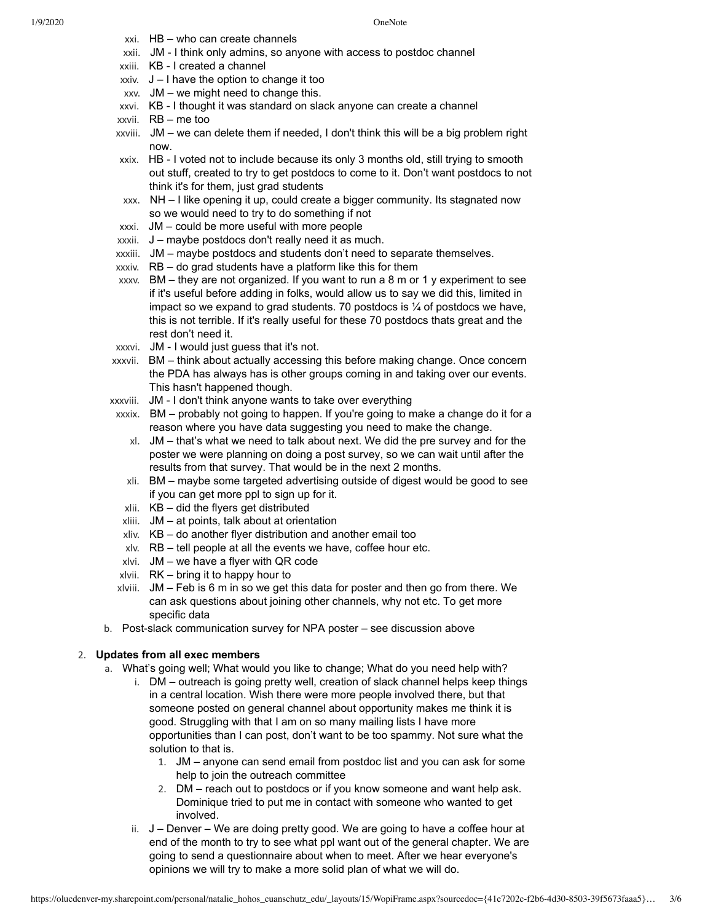xxi. HB – who can create channels

xxii. JM - I think only admins, so anyone with access to postdoc channel

xxiii. KB - I created a channel

xxiv. J – I have the option to change it too

xxv. JM – we might need to change this.

xxvi. KB - I thought it was standard on slack anyone can create a channel

xxvii. RB – me too

xxviii. JM – we can delete them if needed, I don't think this will be a big problem right now.

xxix. HB - I voted not to include because its only 3 months old, still trying to smooth out stuff, created to try to get postdocs to come to it. Don't want postdocs to not think it's for them, just grad students

xxx. NH – I like opening it up, could create a bigger community. Its stagnated now so we would need to try to do something if not

xxxi. JM – could be more useful with more people

xxxii. J – maybe postdocs don't really need it as much.

xxxiii. JM – maybe postdocs and students don't need to separate themselves.

xxxiv. RB – do grad students have a platform like this for them

xxxv. BM – they are not organized. If you want to run a 8 m or 1 y experiment to see if it's useful before adding in folks, would allow us to say we did this, limited in impact so we expand to grad students. 70 postdocs is ¼ of postdocs we have, this is not terrible. If it's really useful for these 70 postdocs thats great and the rest don't need it.

xxxvi. JM - I would just guess that it's not.

xxxvii. BM – think about actually accessing this before making change. Once concern the PDA has always has is other groups coming in and taking over our events. This hasn't happened though.

xxxviii. JM - I don't think anyone wants to take over everything

xxxix. BM – probably not going to happen. If you're going to make a change do it for a reason where you have data suggesting you need to make the change.

xl. JM – that's what we need to talk about next. We did the pre survey and for the poster we were planning on doing a post survey, so we can wait until after the results from that survey. That would be in the next 2 months.

xli. BM – maybe some targeted advertising outside of digest would be good to see if you can get more ppl to sign up for it.

xlii. KB – did the flyers get distributed

xliii. JM – at points, talk about at orientation

xliv. KB – do another flyer distribution and another email too

xlv. RB – tell people at all the events we have, coffee hour etc.

xlvi. JM – we have a flyer with QR code

xlvii. RK – bring it to happy hour to

xlviii. JM – Feb is 6 m in so we get this data for poster and then go from there. We can ask questions about joining other channels, why not etc. To get more specific data

b. Post-slack communication survey for NPA poster – see discussion above

2. **Updates from all exec members**

   a. What's going well; What would you like to change; What do you need help with?

      i. DM – outreach is going pretty well, creation of slack channel helps keep things in a central location. Wish there were more people involved there, but that someone posted on general channel about opportunity makes me think it is good. Struggling with that I am on so many mailing lists I have more opportunities than I can post, don't want to be too spammy. Not sure what the solution to that is.

         1. JM – anyone can send email from postdoc list and you can ask for some help to join the outreach committee
         2. DM – reach out to postdocs or if you know someone and want help ask. Dominique tried to put me in contact with someone who wanted to get involved.

      ii. J – Denver – We are doing pretty good. We are going to have a coffee hour at end of the month to try to see what ppl want out of the general chapter. We are going to send a questionnaire about when to meet. After we hear everyone's opinions we will try to make a more solid plan of what we will do.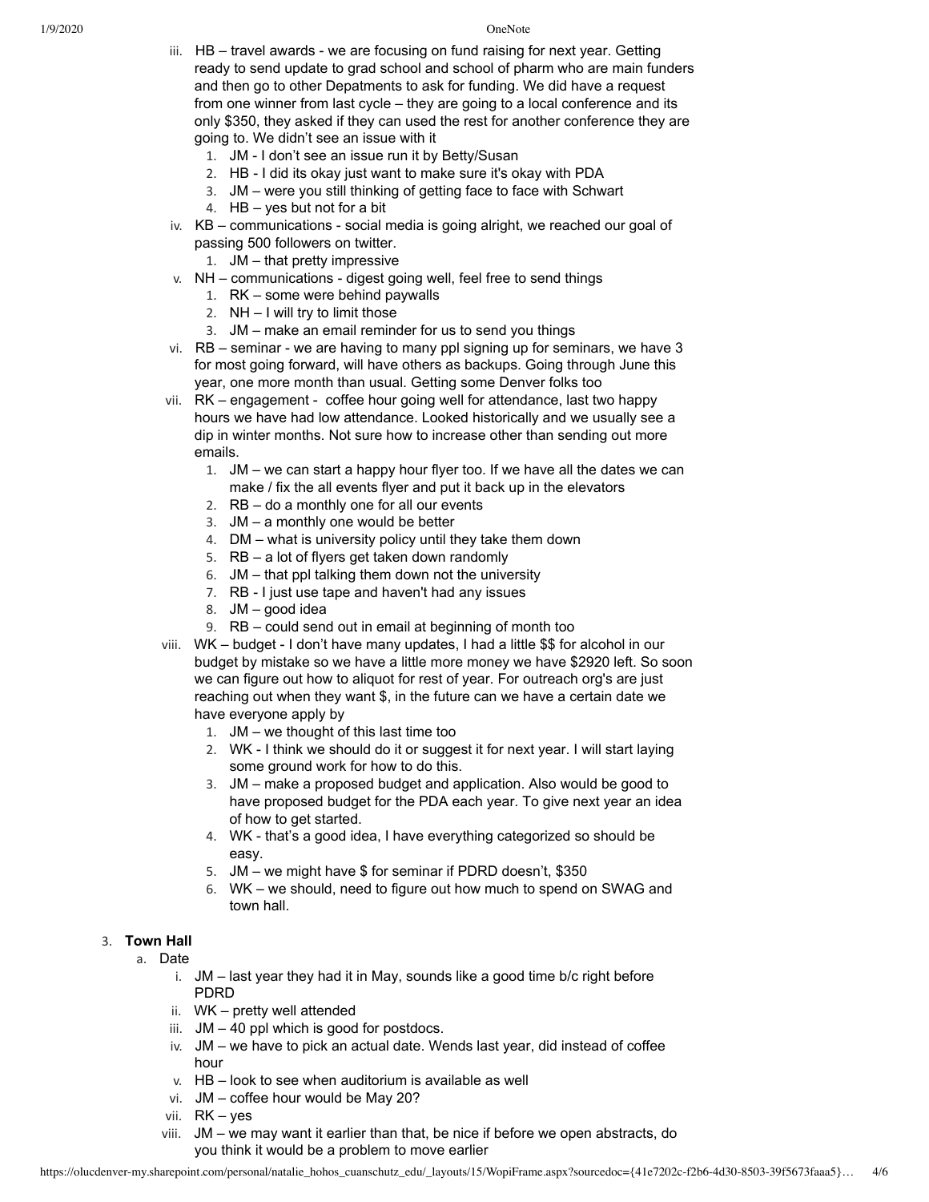iii. HB – travel awards - we are focusing on fund raising for next year. Getting ready to send update to grad school and school of pharm who are main funders and then go to other Depatments to ask for funding. We did have a request from one winner from last cycle – they are going to a local conference and its only $350, they asked if they can used the rest for another conference they are going to. We didn't see an issue with it

1. JM - I don't see an issue run it by Betty/Susan
2. HB - I did its okay just want to make sure it's okay with PDA
3. JM – were you still thinking of getting face to face with Schwart
4. HB – yes but not for a bit

iv. KB – communications - social media is going alright, we reached our goal of passing 500 followers on twitter.

1. JM – that pretty impressive

v. NH – communications - digest going well, feel free to send things

1. RK – some were behind paywalls
2. NH – I will try to limit those
3. JM – make an email reminder for us to send you things

vi. RB – seminar - we are having to many ppl signing up for seminars, we have 3 for most going forward, will have others as backups. Going through June this year, one more month than usual. Getting some Denver folks too

vii. RK – engagement - coffee hour going well for attendance, last two happy hours we have had low attendance. Looked historically and we usually see a dip in winter months. Not sure how to increase other than sending out more emails.

1. JM – we can start a happy hour flyer too. If we have all the dates we can make / fix the all events flyer and put it back up in the elevators
2. RB – do a monthly one for all our events
3. JM – a monthly one would be better
4. DM – what is university policy until they take them down
5. RB – a lot of flyers get taken down randomly
6. JM – that ppl talking them down not the university
7. RB - I just use tape and haven't had any issues
8. JM – good idea
9. RB – could send out in email at beginning of month too

viii. WK – budget - I don't have many updates, I had a little $$ for alcohol in our budget by mistake so we have a little more money we have $2920 left. So soon we can figure out how to aliqout for rest of year. For outreach org's are just reaching out when they want $, in the future can we have a certain date we have everyone apply by

1. JM – we thought of this last time too
2. WK - I think we should do it or suggest it for next year. I will start laying some ground work for how to do this.
3. JM – make a proposed budget and application. Also would be good to have proposed budget for the PDA each year. To give next year an idea of how to get started.
4. WK - that's a good idea, I have everything categorized so should be easy.
5. JM – we might have $ for seminar if PDRD doesn't, $350
6. WK – we should, need to figure out how much to spend on SWAG and town hall.

3. **Town Hall**

a. Date

i. JM – last year they had it in May, sounds like a good time b/c right before PDRD
ii. WK – pretty well attended
iii. JM – 40 ppl which is good for postdocs.
iv. JM – we have to pick an actual date. Wends last year, did instead of coffee hour
v. HB – look to see when auditorium is available as well
vi. JM – coffee hour would be May 20?
vii. RK – yes
viii. JM – we may want it earlier than that, be nice if before we open abstracts, do you think it would be a problem to move earlier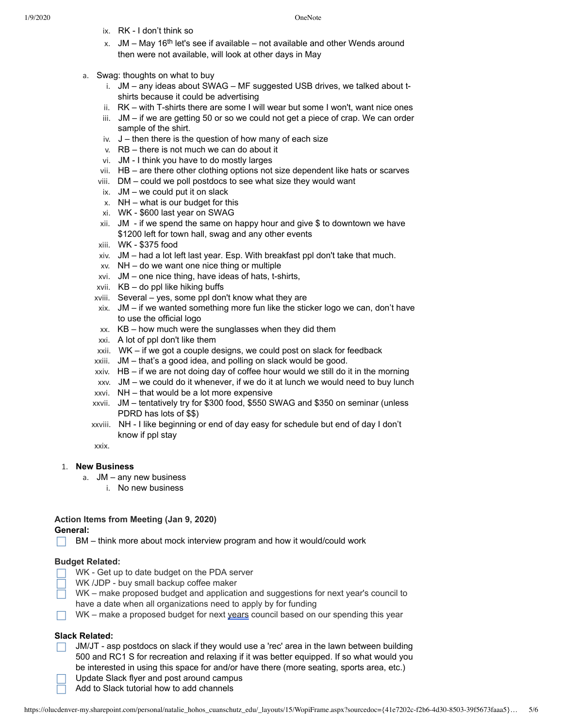ix. RK - I don't think so

x. JM – May 16th let's see if available – not available and other Wends around then were not available, will look at other days in May

a. Swag: thoughts on what to buy

   i. JM – any ideas about SWAG – MF suggested USB drives, we talked about t-shirts because it could be advertising
   ii. RK – with T-shirts there are some I will wear but some I won't, want nice ones
   iii. JM – if we are getting 50 or so we could not get a piece of crap. We can order sample of the shirt.
   iv. J – then there is the question of how many of each size
   v. RB – there is not much we can do about it
   vi. JM - I think you have to do mostly larges
   vii. HB – are there other clothing options not size dependent like hats or scarves
   viii. DM – could we poll postdocs to see what size they would want
   ix. JM – we could put it on slack
   x. NH – what is our budget for this
   xi. WK - $600 last year on SWAG
   xii. JM - if we spend the same on happy hour and give $ to downtown we have $1200 left for town hall, swag and any other events
   xiii. WK - $375 food
   xiv. JM – had a lot left last year. Esp. With breakfast ppl don't take that much.
   xv. NH – do we want one nice thing or multiple
   xvi. JM – one nice thing, have ideas of hats, t-shirts,
   xvii. KB – do ppl like hiking buffs
   xviii. Several – yes, some ppl don't know what they are
   xix. JM – if we wanted something more fun like the sticker logo we can, don't have to use the official logo
   xx. KB – how much were the sunglasses when they did them
   xxi. A lot of ppl don't like them
   xxii. WK – if we got a couple designs, we could post on slack for feedback
   xxiii. JM – that's a good idea, and polling on slack would be good.
   xxiv. HB – if we are not doing day of coffee hour would we still do it in the morning
   xxv. JM – we could do it whenever, if we do it at lunch we would need to buy lunch
   xxvi. NH – that would be a lot more expensive
   xxvii. JM – tentatively try for $300 food, $550 SWAG and $350 on seminar (unless PDRD has lots of $$)
   xxviii. NH - I like beginning or end of day easy for schedule but end of day I don't know if ppl stay
   xxix.

1. **New Business**
   a. JM – any new business
      i. No new business

**Action Items from Meeting (Jan 9, 2020)**

**General:**

- [ ] BM – think more about mock interview program and how it would/could work

**Budget Related:**

- [ ] WK - Get up to date budget on the PDA server
- [ ] WK /JDP - buy small backup coffee maker
- [ ] WK – make proposed budget and application and suggestions for next year's council to have a date when all organizations need to apply by for funding
- [ ] WK – make a proposed budget for next years council based on our spending this year

**Slack Related:**

- [ ] JM/JT - asp postdocs on slack if they would use a 'rec' area in the lawn between building 500 and RC1 S for recreation and relaxing if it was better equipped. If so what would you be interested in using this space for and/or have there (more seating, sports area, etc.)
- [ ] Update Slack flyer and post around campus
- [ ] Add to Slack tutorial how to add channels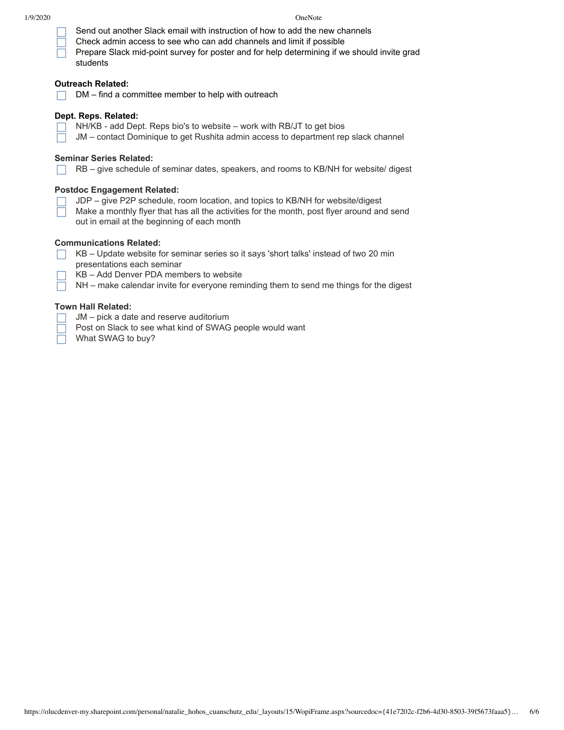- [ ] Send out another Slack email with instruction of how to add the new channels
- [ ] Check admin access to see who can add channels and limit if possible
- [ ] Prepare Slack mid-point survey for poster and for help determining if we should invite grad students

**Outreach Related:**

- [ ] DM – find a committee member to help with outreach

**Dept. Reps. Related:**

- [ ] NH/KB - add Dept. Reps bio's to website – work with RB/JT to get bios
- [ ] JM – contact Dominique to get Rushita admin access to department rep slack channel

**Seminar Series Related:**

- [ ] RB – give schedule of seminar dates, speakers, and rooms to KB/NH for website/ digest

**Postdoc Engagement Related:**

- [ ] JDP – give P2P schedule, room location, and topics to KB/NH for website/digest
- [ ] Make a monthly flyer that has all the activities for the month, post flyer around and send out in email at the beginning of each month

**Communications Related:**

- [ ] KB – Update website for seminar series so it says 'short talks' instead of two 20 min presentations each seminar
- [ ] KB – Add Denver PDA members to website
- [ ] NH – make calendar invite for everyone reminding them to send me things for the digest

**Town Hall Related:**

- [ ] JM – pick a date and reserve auditorium
- [ ] Post on Slack to see what kind of SWAG people would want
- [ ] What SWAG to buy?